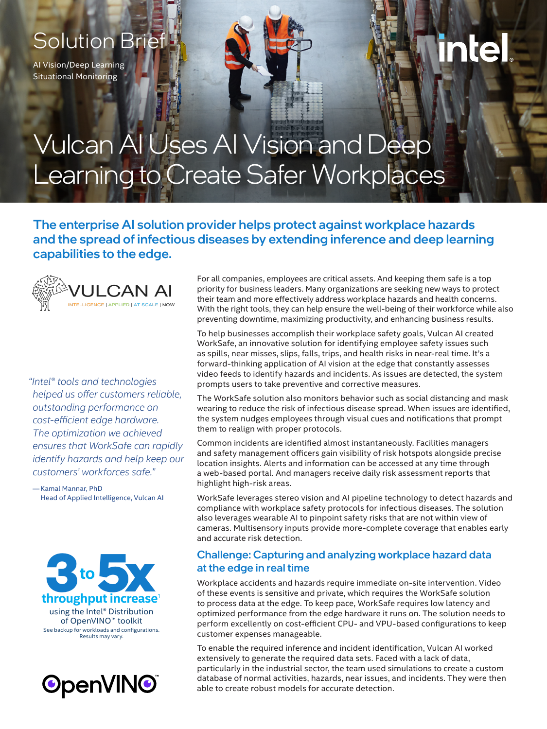Solution Brief

AI Vision/Deep Learning
Situational Monitoring

# Vulcan AI Uses AI Vision and Deep Learning to Create Safer Workplaces

## The enterprise AI solution provider helps protect against workplace hazards and the spread of infectious diseases by extending inference and deep learning capabilities to the edge.

VULCAN AI
INTELLIGENCE | APPLIED | AT SCALE | NOW

*"Intel® tools and technologies helped us offer customers reliable, outstanding performance on cost-efficient edge hardware. The optimization we achieved ensures that WorkSafe can rapidly identify hazards and help keep our customers' workforces safe."*

—Kamal Mannar, PhD
Head of Applied Intelligence, Vulcan AI

**3 to 5x throughput increase**[1]
using the Intel® Distribution of OpenVINO™ toolkit
See backup for workloads and configurations. Results may vary.

OpenVINO™

For all companies, employees are critical assets. And keeping them safe is a top priority for business leaders. Many organizations are seeking new ways to protect their team and more effectively address workplace hazards and health concerns. With the right tools, they can help ensure the well-being of their workforce while also preventing downtime, maximizing productivity, and enhancing business results.

To help businesses accomplish their workplace safety goals, Vulcan AI created WorkSafe, an innovative solution for identifying employee safety issues such as spills, near misses, slips, falls, trips, and health risks in near-real time. It's a forward-thinking application of AI vision at the edge that constantly assesses video feeds to identify hazards and incidents. As issues are detected, the system prompts users to take preventive and corrective measures.

The WorkSafe solution also monitors behavior such as social distancing and mask wearing to reduce the risk of infectious disease spread. When issues are identified, the system nudges employees through visual cues and notifications that prompt them to realign with proper protocols.

Common incidents are identified almost instantaneously. Facilities managers and safety management officers gain visibility of risk hotspots alongside precise location insights. Alerts and information can be accessed at any time through a web-based portal. And managers receive daily risk assessment reports that highlight high-risk areas.

WorkSafe leverages stereo vision and AI pipeline technology to detect hazards and compliance with workplace safety protocols for infectious diseases. The solution also leverages wearable AI to pinpoint safety risks that are not within view of cameras. Multisensory inputs provide more-complete coverage that enables early and accurate risk detection.

## Challenge: Capturing and analyzing workplace hazard data at the edge in real time

Workplace accidents and hazards require immediate on-site intervention. Video of these events is sensitive and private, which requires the WorkSafe solution to process data at the edge. To keep pace, WorkSafe requires low latency and optimized performance from the edge hardware it runs on. The solution needs to perform excellently on cost-efficient CPU- and VPU-based configurations to keep customer expenses manageable.

To enable the required inference and incident identification, Vulcan AI worked extensively to generate the required data sets. Faced with a lack of data, particularly in the industrial sector, the team used simulations to create a custom database of normal activities, hazards, near issues, and incidents. They were then able to create robust models for accurate detection.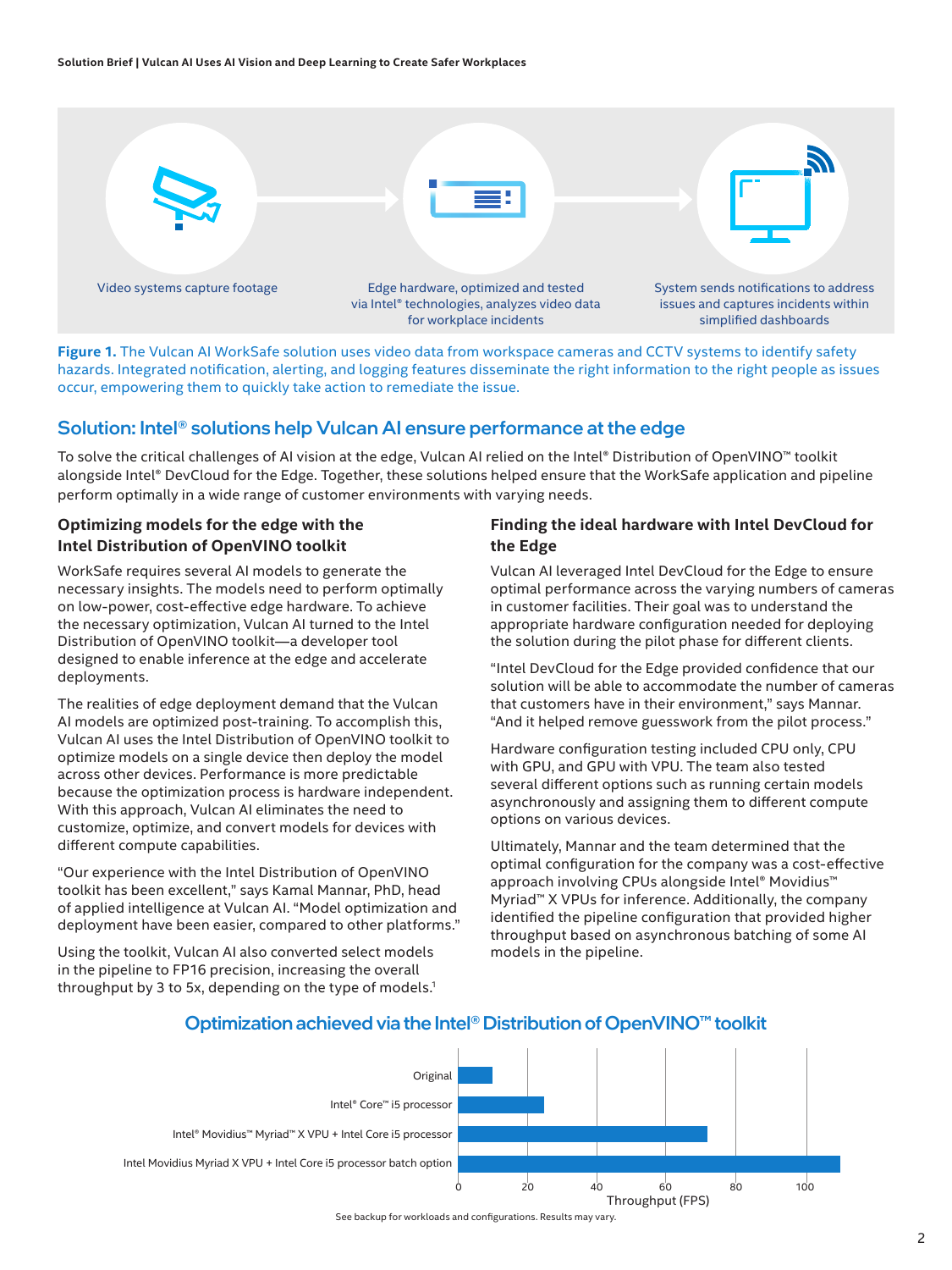Video systems capture footage

Edge hardware, optimized and tested via Intel® technologies, analyzes video data for workplace incidents

System sends notifications to address issues and captures incidents within simplified dashboards

**Figure 1.** The Vulcan AI WorkSafe solution uses video data from workspace cameras and CCTV systems to identify safety hazards. Integrated notification, alerting, and logging features disseminate the right information to the right people as issues occur, empowering them to quickly take action to remediate the issue.

## Solution: Intel® solutions help Vulcan AI ensure performance at the edge

To solve the critical challenges of AI vision at the edge, Vulcan AI relied on the Intel® Distribution of OpenVINO™ toolkit alongside Intel® DevCloud for the Edge. Together, these solutions helped ensure that the WorkSafe application and pipeline perform optimally in a wide range of customer environments with varying needs.

### Optimizing models for the edge with the Intel Distribution of OpenVINO toolkit

WorkSafe requires several AI models to generate the necessary insights. The models need to perform optimally on low-power, cost-effective edge hardware. To achieve the necessary optimization, Vulcan AI turned to the Intel Distribution of OpenVINO toolkit—a developer tool designed to enable inference at the edge and accelerate deployments.

The realities of edge deployment demand that the Vulcan AI models are optimized post-training. To accomplish this, Vulcan AI uses the Intel Distribution of OpenVINO toolkit to optimize models on a single device then deploy the model across other devices. Performance is more predictable because the optimization process is hardware independent. With this approach, Vulcan AI eliminates the need to customize, optimize, and convert models for devices with different compute capabilities.

"Our experience with the Intel Distribution of OpenVINO toolkit has been excellent," says Kamal Mannar, PhD, head of applied intelligence at Vulcan AI. "Model optimization and deployment have been easier, compared to other platforms."

Using the toolkit, Vulcan AI also converted select models in the pipeline to FP16 precision, increasing the overall throughput by 3 to 5x, depending on the type of models.[1]

### Finding the ideal hardware with Intel DevCloud for the Edge

Vulcan AI leveraged Intel DevCloud for the Edge to ensure optimal performance across the varying numbers of cameras in customer facilities. Their goal was to understand the appropriate hardware configuration needed for deploying the solution during the pilot phase for different clients.

"Intel DevCloud for the Edge provided confidence that our solution will be able to accommodate the number of cameras that customers have in their environment," says Mannar. "And it helped remove guesswork from the pilot process."

Hardware configuration testing included CPU only, CPU with GPU, and GPU with VPU. The team also tested several different options such as running certain models asynchronously and assigning them to different compute options on various devices.

Ultimately, Mannar and the team determined that the optimal configuration for the company was a cost-effective approach involving CPUs alongside Intel® Movidius™ Myriad™ X VPUs for inference. Additionally, the company identified the pipeline configuration that provided higher throughput based on asynchronous batching of some AI models in the pipeline.

## Optimization achieved via the Intel® Distribution of OpenVINO™ toolkit

| Configuration | Throughput (FPS) (approx.) |
|---|---|
| Original | ~10 |
| Intel® Core™ i5 processor | ~25 |
| Intel® Movidius™ Myriad™ X VPU + Intel Core i5 processor | ~72 |
| Intel Movidius Myriad X VPU + Intel Core i5 processor batch option | ~110 |

See backup for workloads and configurations. Results may vary.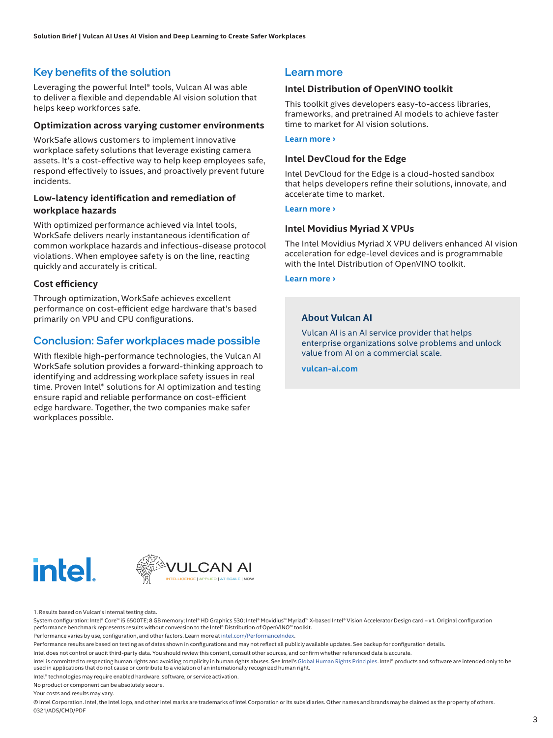## Key benefits of the solution

Leveraging the powerful Intel® tools, Vulcan AI was able to deliver a flexible and dependable AI vision solution that helps keep workforces safe.

### Optimization across varying customer environments

WorkSafe allows customers to implement innovative workplace safety solutions that leverage existing camera assets. It's a cost-effective way to help keep employees safe, respond effectively to issues, and proactively prevent future incidents.

### Low-latency identification and remediation of workplace hazards

With optimized performance achieved via Intel tools, WorkSafe delivers nearly instantaneous identification of common workplace hazards and infectious-disease protocol violations. When employee safety is on the line, reacting quickly and accurately is critical.

### Cost efficiency

Through optimization, WorkSafe achieves excellent performance on cost-efficient edge hardware that's based primarily on VPU and CPU configurations.

## Conclusion: Safer workplaces made possible

With flexible high-performance technologies, the Vulcan AI WorkSafe solution provides a forward-thinking approach to identifying and addressing workplace safety issues in real time. Proven Intel® solutions for AI optimization and testing ensure rapid and reliable performance on cost-efficient edge hardware. Together, the two companies make safer workplaces possible.

## Learn more

### Intel Distribution of OpenVINO toolkit

This toolkit gives developers easy-to-access libraries, frameworks, and pretrained AI models to achieve faster time to market for AI vision solutions.

**Learn more ›**

### Intel DevCloud for the Edge

Intel DevCloud for the Edge is a cloud-hosted sandbox that helps developers refine their solutions, innovate, and accelerate time to market.

**Learn more ›**

### Intel Movidius Myriad X VPUs

The Intel Movidius Myriad X VPU delivers enhanced AI vision acceleration for edge-level devices and is programmable with the Intel Distribution of OpenVINO toolkit.

**Learn more ›**

### About Vulcan AI

Vulcan AI is an AI service provider that helps enterprise organizations solve problems and unlock value from AI on a commercial scale.

**vulcan-ai.com**

intel.

VULCAN AI
INTELLIGENCE | APPLIED | AT SCALE | NOW

1. Results based on Vulcan's internal testing data.

System configuration: Intel® Core™ i5 6500TE; 8 GB memory; Intel® HD Graphics 530; Intel® Movidius™ Myriad™ X-based Intel® Vision Accelerator Design card – x1. Original configuration performance benchmark represents results without conversion to the Intel® Distribution of OpenVINO™ toolkit.

Performance varies by use, configuration, and other factors. Learn more at intel.com/PerformanceIndex.

Performance results are based on testing as of dates shown in configurations and may not reflect all publicly available updates. See backup for configuration details.

Intel does not control or audit third-party data. You should review this content, consult other sources, and confirm whether referenced data is accurate.

Intel is committed to respecting human rights and avoiding complicity in human rights abuses. See Intel's Global Human Rights Principles. Intel® products and software are intended only to be used in applications that do not cause or contribute to a violation of an internationally recognized human right.

Intel® technologies may require enabled hardware, software, or service activation.

No product or component can be absolutely secure.

Your costs and results may vary.

© Intel Corporation. Intel, the Intel logo, and other Intel marks are trademarks of Intel Corporation or its subsidiaries. Other names and brands may be claimed as the property of others.
0321/ADS/CMD/PDF